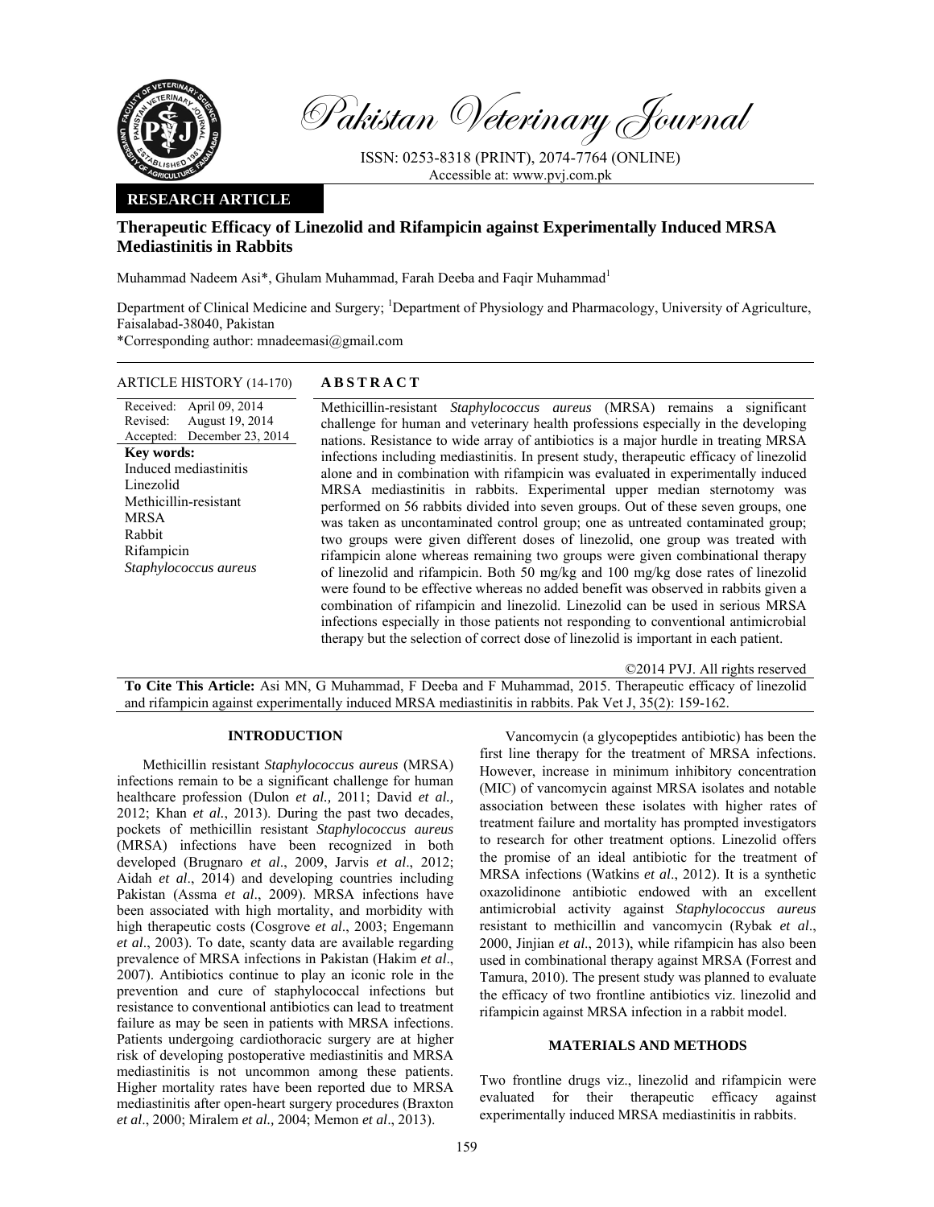Pakistan Veterinary Journal

ISSN: 0253-8318 (PRINT), 2074-7764 (ONLINE)
Accessible at: www.pvj.com.pk

**RESEARCH ARTICLE**

# Therapeutic Efficacy of Linezolid and Rifampicin against Experimentally Induced MRSA Mediastinitis in Rabbits

Muhammad Nadeem Asi*, Ghulam Muhammad, Farah Deeba and Faqir Muhammad[1]

Department of Clinical Medicine and Surgery; [1]Department of Physiology and Pharmacology, University of Agriculture, Faisalabad-38040, Pakistan

*Corresponding author: mnadeemasi@gmail.com

**ARTICLE HISTORY (14-170)**

Received: April 09, 2014
Revised: August 19, 2014
Accepted: December 23, 2014

**Key words:**
Induced mediastinitis
Linezolid
Methicillin-resistant
MRSA
Rabbit
Rifampicin
*Staphylococcus aureus*

## ABSTRACT

Methicillin-resistant *Staphylococcus aureus* (MRSA) remains a significant challenge for human and veterinary health professions especially in the developing nations. Resistance to wide array of antibiotics is a major hurdle in treating MRSA infections including mediastinitis. In present study, therapeutic efficacy of linezolid alone and in combination with rifampicin was evaluated in experimentally induced MRSA mediastinitis in rabbits. Experimental upper median sternotomy was performed on 56 rabbits divided into seven groups. Out of these seven groups, one was taken as uncontaminated control group; one as untreated contaminated group; two groups were given different doses of linezolid, one group was treated with rifampicin alone whereas remaining two groups were given combinational therapy of linezolid and rifampicin. Both 50 mg/kg and 100 mg/kg dose rates of linezolid were found to be effective whereas no added benefit was observed in rabbits given a combination of rifampicin and linezolid. Linezolid can be used in serious MRSA infections especially in those patients not responding to conventional antimicrobial therapy but the selection of correct dose of linezolid is important in each patient.

©2014 PVJ. All rights reserved

**To Cite This Article:** Asi MN, G Muhammad, F Deeba and F Muhammad, 2015. Therapeutic efficacy of linezolid and rifampicin against experimentally induced MRSA mediastinitis in rabbits. Pak Vet J, 35(2): 159-162.

## INTRODUCTION

Methicillin resistant *Staphylococcus aureus* (MRSA) infections remain to be a significant challenge for human healthcare profession (Dulon *et al.,* 2011; David *et al.,* 2012; Khan *et al.*, 2013). During the past two decades, pockets of methicillin resistant *Staphylococcus aureus* (MRSA) infections have been recognized in both developed (Brugnaro *et al*., 2009, Jarvis *et al*., 2012; Aidah *et al*., 2014) and developing countries including Pakistan (Assma *et al*., 2009). MRSA infections have been associated with high mortality, and morbidity with high therapeutic costs (Cosgrove *et al*., 2003; Engemann *et al*., 2003). To date, scanty data are available regarding prevalence of MRSA infections in Pakistan (Hakim *et al*., 2007). Antibiotics continue to play an iconic role in the prevention and cure of staphylococcal infections but resistance to conventional antibiotics can lead to treatment failure as may be seen in patients with MRSA infections. Patients undergoing cardiothoracic surgery are at higher risk of developing postoperative mediastinitis and MRSA mediastinitis is not uncommon among these patients. Higher mortality rates have been reported due to MRSA mediastinitis after open-heart surgery procedures (Braxton *et al*., 2000; Miralem *et al.,* 2004; Memon *et al*., 2013).

Vancomycin (a glycopeptides antibiotic) has been the first line therapy for the treatment of MRSA infections. However, increase in minimum inhibitory concentration (MIC) of vancomycin against MRSA isolates and notable association between these isolates with higher rates of treatment failure and mortality has prompted investigators to research for other treatment options. Linezolid offers the promise of an ideal antibiotic for the treatment of MRSA infections (Watkins *et al*., 2012). It is a synthetic oxazolidinone antibiotic endowed with an excellent antimicrobial activity against *Staphylococcus aureus* resistant to methicillin and vancomycin (Rybak *et al*., 2000, Jinjian *et al*., 2013), while rifampicin has also been used in combinational therapy against MRSA (Forrest and Tamura, 2010). The present study was planned to evaluate the efficacy of two frontline antibiotics viz. linezolid and rifampicin against MRSA infection in a rabbit model.

## MATERIALS AND METHODS

Two frontline drugs viz., linezolid and rifampicin were evaluated for their therapeutic efficacy against experimentally induced MRSA mediastinitis in rabbits.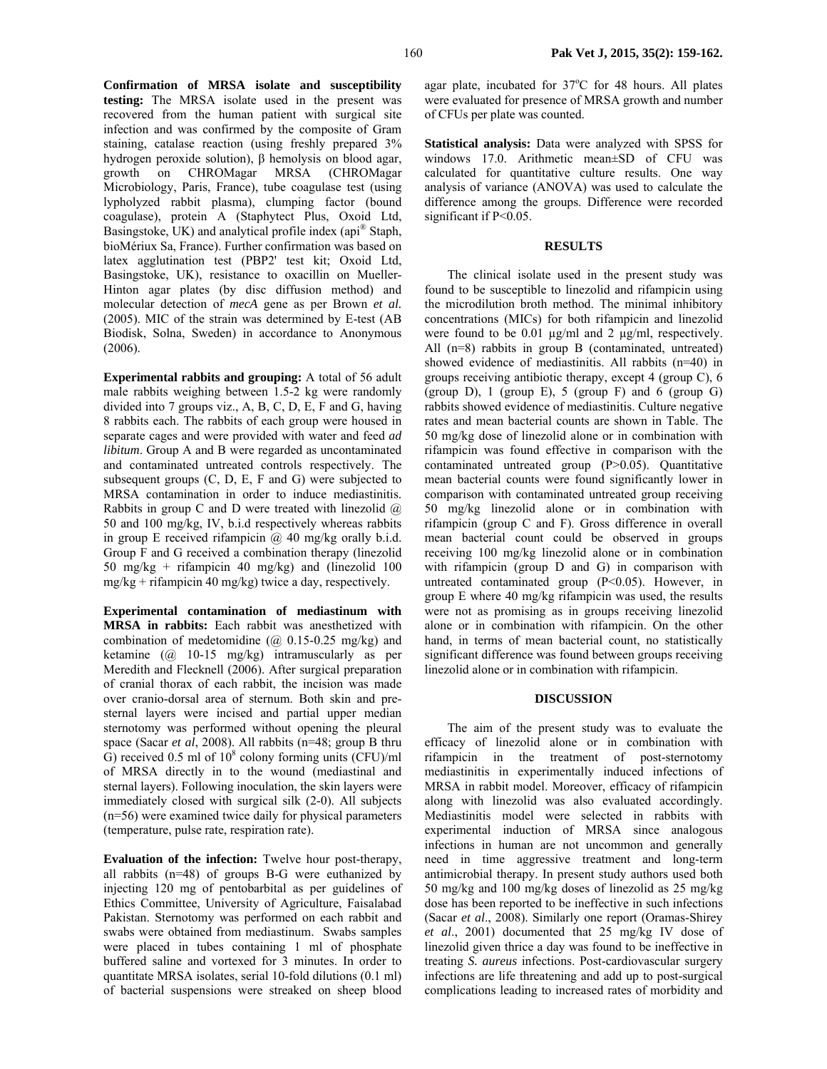**Confirmation of MRSA isolate and susceptibility testing:** The MRSA isolate used in the present was recovered from the human patient with surgical site infection and was confirmed by the composite of Gram staining, catalase reaction (using freshly prepared 3% hydrogen peroxide solution), β hemolysis on blood agar, growth on CHROMagar MRSA (CHROMagar Microbiology, Paris, France), tube coagulase test (using lypholyzed rabbit plasma), clumping factor (bound coagulase), protein A (Staphytect Plus, Oxoid Ltd, Basingstoke, UK) and analytical profile index (api® Staph, bioMériux Sa, France). Further confirmation was based on latex agglutination test (PBP2' test kit; Oxoid Ltd, Basingstoke, UK), resistance to oxacillin on Mueller-Hinton agar plates (by disc diffusion method) and molecular detection of *mecA* gene as per Brown *et al.* (2005). MIC of the strain was determined by E-test (AB Biodisk, Solna, Sweden) in accordance to Anonymous (2006).

**Experimental rabbits and grouping:** A total of 56 adult male rabbits weighing between 1.5-2 kg were randomly divided into 7 groups viz., A, B, C, D, E, F and G, having 8 rabbits each. The rabbits of each group were housed in separate cages and were provided with water and feed *ad libitum*. Group A and B were regarded as uncontaminated and contaminated untreated controls respectively. The subsequent groups (C, D, E, F and G) were subjected to MRSA contamination in order to induce mediastinitis. Rabbits in group C and D were treated with linezolid @ 50 and 100 mg/kg, IV, b.i.d respectively whereas rabbits in group E received rifampicin @ 40 mg/kg orally b.i.d. Group F and G received a combination therapy (linezolid 50 mg/kg + rifampicin 40 mg/kg) and (linezolid 100 mg/kg + rifampicin 40 mg/kg) twice a day, respectively.

**Experimental contamination of mediastinum with MRSA in rabbits:** Each rabbit was anesthetized with combination of medetomidine (@ 0.15-0.25 mg/kg) and ketamine (@ 10-15 mg/kg) intramuscularly as per Meredith and Flecknell (2006). After surgical preparation of cranial thorax of each rabbit, the incision was made over cranio-dorsal area of sternum. Both skin and pre-sternal layers were incised and partial upper median sternotomy was performed without opening the pleural space (Sacar *et al*, 2008). All rabbits (n=48; group B thru G) received 0.5 ml of $10^8$ colony forming units (CFU)/ml of MRSA directly in to the wound (mediastinal and sternal layers). Following inoculation, the skin layers were immediately closed with surgical silk (2-0). All subjects (n=56) were examined twice daily for physical parameters (temperature, pulse rate, respiration rate).

**Evaluation of the infection:** Twelve hour post-therapy, all rabbits (n=48) of groups B-G were euthanized by injecting 120 mg of pentobarbital as per guidelines of Ethics Committee, University of Agriculture, Faisalabad Pakistan. Sternotomy was performed on each rabbit and swabs were obtained from mediastinum. Swabs samples were placed in tubes containing 1 ml of phosphate buffered saline and vortexed for 3 minutes. In order to quantitate MRSA isolates, serial 10-fold dilutions (0.1 ml) of bacterial suspensions were streaked on sheep blood agar plate, incubated for 37°C for 48 hours. All plates were evaluated for presence of MRSA growth and number of CFUs per plate was counted.

**Statistical analysis:** Data were analyzed with SPSS for windows 17.0. Arithmetic mean±SD of CFU was calculated for quantitative culture results. One way analysis of variance (ANOVA) was used to calculate the difference among the groups. Difference were recorded significant if $P<0.05$.

## RESULTS

The clinical isolate used in the present study was found to be susceptible to linezolid and rifampicin using the microdilution broth method. The minimal inhibitory concentrations (MICs) for both rifampicin and linezolid were found to be 0.01 µg/ml and 2 µg/ml, respectively. All (n=8) rabbits in group B (contaminated, untreated) showed evidence of mediastinitis. All rabbits (n=40) in groups receiving antibiotic therapy, except 4 (group C), 6 (group D), 1 (group E), 5 (group F) and 6 (group G) rabbits showed evidence of mediastinitis. Culture negative rates and mean bacterial counts are shown in Table. The 50 mg/kg dose of linezolid alone or in combination with rifampicin was found effective in comparison with the contaminated untreated group ($P>0.05$). Quantitative mean bacterial counts were found significantly lower in comparison with contaminated untreated group receiving 50 mg/kg linezolid alone or in combination with rifampicin (group C and F). Gross difference in overall mean bacterial count could be observed in groups receiving 100 mg/kg linezolid alone or in combination with rifampicin (group D and G) in comparison with untreated contaminated group ($P<0.05$). However, in group E where 40 mg/kg rifampicin was used, the results were not as promising as in groups receiving linezolid alone or in combination with rifampicin. On the other hand, in terms of mean bacterial count, no statistically significant difference was found between groups receiving linezolid alone or in combination with rifampicin.

## DISCUSSION

The aim of the present study was to evaluate the efficacy of linezolid alone or in combination with rifampicin in the treatment of post-sternotomy mediastinitis in experimentally induced infections of MRSA in rabbit model. Moreover, efficacy of rifampicin along with linezolid was also evaluated accordingly. Mediastinitis model were selected in rabbits with experimental induction of MRSA since analogous infections in human are not uncommon and generally need in time aggressive treatment and long-term antimicrobial therapy. In present study authors used both 50 mg/kg and 100 mg/kg doses of linezolid as 25 mg/kg dose has been reported to be ineffective in such infections (Sacar *et al*., 2008). Similarly one report (Oramas-Shirey *et al*., 2001) documented that 25 mg/kg IV dose of linezolid given thrice a day was found to be ineffective in treating *S. aureus* infections. Post-cardiovascular surgery infections are life threatening and add up to post-surgical complications leading to increased rates of morbidity and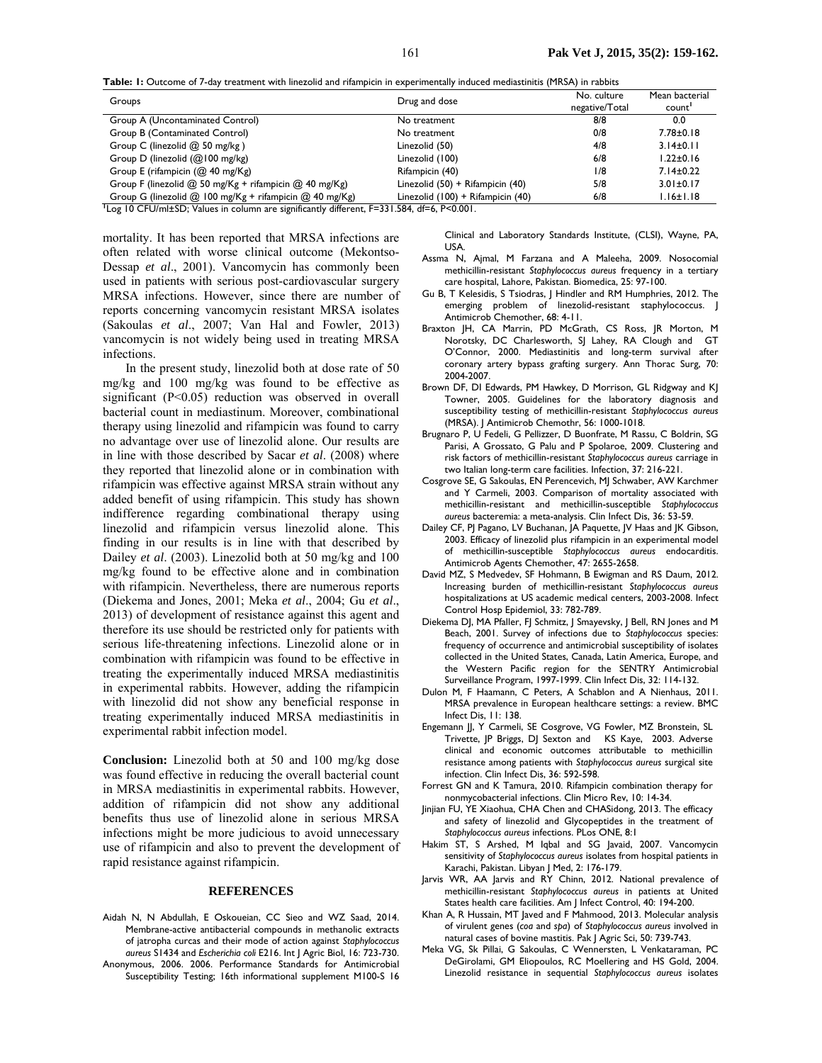**Table 1:** Outcome of 7-day treatment with linezolid and rifampicin in experimentally induced mediastinitis (MRSA) in rabbits

| Groups | Drug and dose | No. culture negative/Total | Mean bacterial count[1] |
|---|---|---|---|
| Group A (Uncontaminated Control) | No treatment | 8/8 | 0.0 |
| Group B (Contaminated Control) | No treatment | 0/8 | 7.78±0.18 |
| Group C (linezolid @ 50 mg/kg ) | Linezolid (50) | 4/8 | 3.14±0.11 |
| Group D (linezolid (@100 mg/kg) | Linezolid (100) | 6/8 | 1.22±0.16 |
| Group E (rifampicin (@ 40 mg/Kg) | Rifampicin (40) | 1/8 | 7.14±0.22 |
| Group F (linezolid @ 50 mg/Kg + rifampicin @ 40 mg/Kg) | Linezolid (50) + Rifampicin (40) | 5/8 | 3.01±0.17 |
| Group G (linezolid @ 100 mg/Kg + rifampicin @ 40 mg/Kg) | Linezolid (100) + Rifampicin (40) | 6/8 | 1.16±1.18 |

[1]Log 10 CFU/ml±SD; Values in column are significantly different, F=331.584, df=6, P<0.001.

mortality. It has been reported that MRSA infections are often related with worse clinical outcome (Mekontso-Dessap *et al*., 2001). Vancomycin has commonly been used in patients with serious post-cardiovascular surgery MRSA infections. However, since there are number of reports concerning vancomycin resistant MRSA isolates (Sakoulas *et al*., 2007; Van Hal and Fowler, 2013) vancomycin is not widely being used in treating MRSA infections.

In the present study, linezolid both at dose rate of 50 mg/kg and 100 mg/kg was found to be effective as significant (P<0.05) reduction was observed in overall bacterial count in mediastinum. Moreover, combinational therapy using linezolid and rifampicin was found to carry no advantage over use of linezolid alone. Our results are in line with those described by Sacar *et al*. (2008) where they reported that linezolid alone or in combination with rifampicin was effective against MRSA strain without any added benefit of using rifampicin. This study has shown indifference regarding combinational therapy using linezolid and rifampicin versus linezolid alone. This finding in our results is in line with that described by Dailey *et al*. (2003). Linezolid both at 50 mg/kg and 100 mg/kg found to be effective alone and in combination with rifampicin. Nevertheless, there are numerous reports (Diekema and Jones, 2001; Meka *et al*., 2004; Gu *et al*., 2013) of development of resistance against this agent and therefore its use should be restricted only for patients with serious life-threatening infections. Linezolid alone or in combination with rifampicin was found to be effective in treating the experimentally induced MRSA mediastinitis in experimental rabbits. However, adding the rifampicin with linezolid did not show any beneficial response in treating experimentally induced MRSA mediastinitis in experimental rabbit infection model.

**Conclusion:** Linezolid both at 50 and 100 mg/kg dose was found effective in reducing the overall bacterial count in MRSA mediastinitis in experimental rabbits. However, addition of rifampicin did not show any additional benefits thus use of linezolid alone in serious MRSA infections might be more judicious to avoid unnecessary use of rifampicin and also to prevent the development of rapid resistance against rifampicin.

## REFERENCES

Aidah N, N Abdullah, E Oskoueian, CC Sieo and WZ Saad, 2014. Membrane-active antibacterial compounds in methanolic extracts of jatropha curcas and their mode of action against *Staphylococcus aureus* S1434 and *Escherichia coli* E216. Int J Agric Biol, 16: 723-730.

Anonymous, 2006. 2006. Performance Standards for Antimicrobial Susceptibility Testing; 16th informational supplement M100-S 16 Clinical and Laboratory Standards Institute, (CLSI), Wayne, PA, USA.

Assma N, Ajmal, M Farzana and A Maleeha, 2009. Nosocomial methicillin-resistant *Staphylococcus aureus* frequency in a tertiary care hospital, Lahore, Pakistan. Biomedica, 25: 97-100.

Gu B, T Kelesidis, S Tsiodras, J Hindler and RM Humphries, 2012. The emerging problem of linezolid-resistant staphylococcus. J Antimicrob Chemother, 68: 4-11.

Braxton JH, CA Marrin, PD McGrath, CS Ross, JR Morton, M Norotsky, DC Charlesworth, SJ Lahey, RA Clough and GT O'Connor, 2000. Mediastinitis and long-term survival after coronary artery bypass grafting surgery. Ann Thorac Surg, 70: 2004-2007.

Brown DF, DI Edwards, PM Hawkey, D Morrison, GL Ridgway and KJ Towner, 2005. Guidelines for the laboratory diagnosis and susceptibility testing of methicillin-resistant *Staphylococcus aureus* (MRSA). J Antimicrob Chemothr, 56: 1000-1018.

Brugnaro P, U Fedeli, G Pellizzer, D Buonfrate, M Rassu, C Boldrin, SG Parisi, A Grossato, G Palu and P Spolaroe, 2009. Clustering and risk factors of methicillin-resistant *Staphylococcus aureus* carriage in two Italian long-term care facilities. Infection, 37: 216-221.

Cosgrove SE, G Sakoulas, EN Perencevich, MJ Schwaber, AW Karchmer and Y Carmeli, 2003. Comparison of mortality associated with methicillin-resistant and methicillin-susceptible *Staphylococcus aureus* bacteremia: a meta-analysis. Clin Infect Dis, 36: 53-59.

Dailey CF, PJ Pagano, LV Buchanan, JA Paquette, JV Haas and JK Gibson, 2003. Efficacy of linezolid plus rifampicin in an experimental model of methicillin-susceptible *Staphylococcus aureus* endocarditis. Antimicrob Agents Chemother, 47: 2655-2658.

David MZ, S Medvedev, SF Hohmann, B Ewigman and RS Daum, 2012. Increasing burden of methicillin-resistant *Staphylococcus aureus* hospitalizations at US academic medical centers, 2003-2008. Infect Control Hosp Epidemiol, 33: 782-789.

Diekema DJ, MA Pfaller, FJ Schmitz, J Smayevsky, J Bell, RN Jones and M Beach, 2001. Survey of infections due to *Staphylococcus* species: frequency of occurrence and antimicrobial susceptibility of isolates collected in the United States, Canada, Latin America, Europe, and the Western Pacific region for the SENTRY Antimicrobial Surveillance Program, 1997-1999. Clin Infect Dis, 32: 114-132.

Dulon M, F Haamann, C Peters, A Schablon and A Nienhaus, 2011. MRSA prevalence in European healthcare settings: a review. BMC Infect Dis, 11: 138.

Engemann JJ, Y Carmeli, SE Cosgrove, VG Fowler, MZ Bronstein, SL Trivette, JP Briggs, DJ Sexton and KS Kaye, 2003. Adverse clinical and economic outcomes attributable to methicillin resistance among patients with *Staphylococcus aureus* surgical site infection. Clin Infect Dis, 36: 592-598.

Forrest GN and K Tamura, 2010. Rifampicin combination therapy for nonmycobacterial infections. Clin Micro Rev, 10: 14-34.

Jinjian FU, YE Xiaohua, CHA Chen and CHASidong, 2013. The efficacy and safety of linezolid and Glycopeptides in the treatment of *Staphylococcus aureus* infections. PLos ONE, 8:1

Hakim ST, S Arshed, M Iqbal and SG Javaid, 2007. Vancomycin sensitivity of *Staphylococcus aureus* isolates from hospital patients in Karachi, Pakistan. Libyan J Med, 2: 176-179.

Jarvis WR, AA Jarvis and RY Chinn, 2012. National prevalence of methicillin-resistant *Staphylococcus aureus* in patients at United States health care facilities. Am J Infect Control, 40: 194-200.

Khan A, R Hussain, MT Javed and F Mahmood, 2013. Molecular analysis of virulent genes (*coa* and *spa*) of *Staphylococcus aureus* involved in natural cases of bovine mastitis. Pak J Agric Sci, 50: 739-743.

Meka VG, Sk Pillai, G Sakoulas, C Wennersten, L Venkataraman, PC DeGirolami, GM Eliopoulos, RC Moellering and HS Gold, 2004. Linezolid resistance in sequential *Staphylococcus aureus* isolates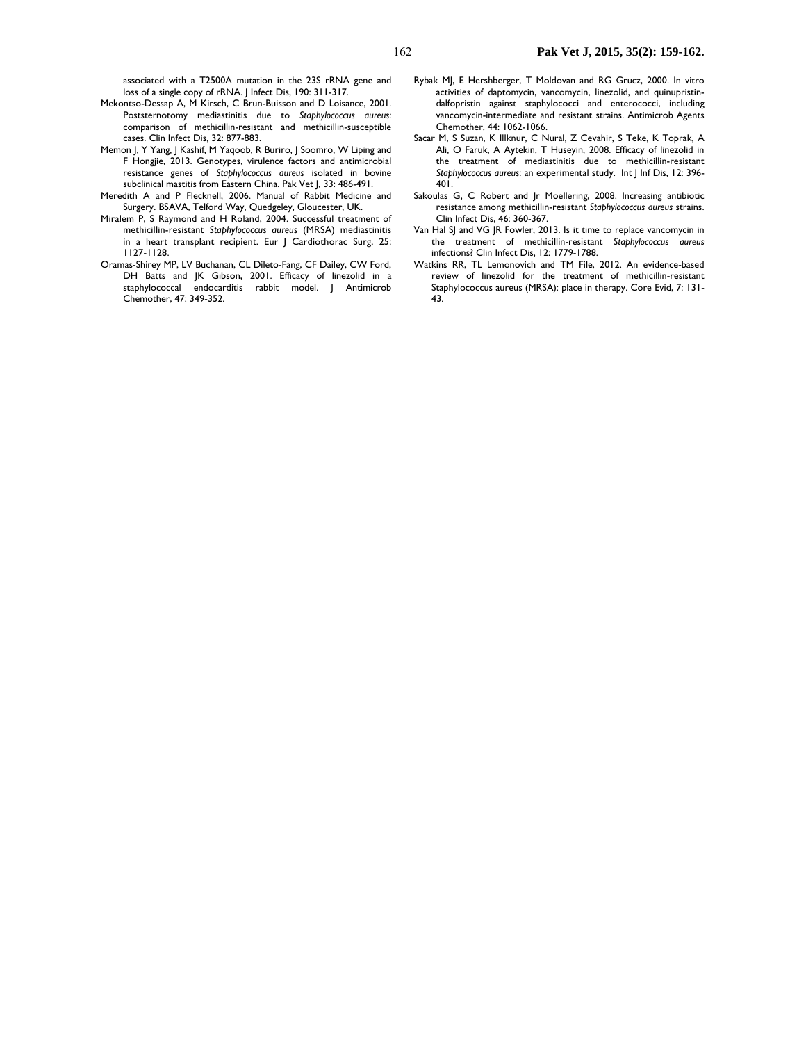associated with a T2500A mutation in the 23S rRNA gene and loss of a single copy of rRNA. J Infect Dis, 190: 311-317.

Mekontso-Dessap A, M Kirsch, C Brun-Buisson and D Loisance, 2001. Poststernotomy mediastinitis due to *Staphylococcus aureus*: comparison of methicillin-resistant and methicillin-susceptible cases. Clin Infect Dis, 32: 877-883.

Memon J, Y Yang, J Kashif, M Yaqoob, R Buriro, J Soomro, W Liping and F Hongjie, 2013. Genotypes, virulence factors and antimicrobial resistance genes of *Staphylococcus aureus* isolated in bovine subclinical mastitis from Eastern China. Pak Vet J, 33: 486-491.

Meredith A and P Flecknell, 2006. Manual of Rabbit Medicine and Surgery. BSAVA, Telford Way, Quedgeley, Gloucester, UK.

Miralem P, S Raymond and H Roland, 2004. Successful treatment of methicillin-resistant *Staphylococcus aureus* (MRSA) mediastinitis in a heart transplant recipient. Eur J Cardiothorac Surg, 25: 1127-1128.

Oramas-Shirey MP, LV Buchanan, CL Dileto-Fang, CF Dailey, CW Ford, DH Batts and JK Gibson, 2001. Efficacy of linezolid in a staphylococcal endocarditis rabbit model. J Antimicrob Chemother, 47: 349-352.

Rybak MJ, E Hershberger, T Moldovan and RG Grucz, 2000. In vitro activities of daptomycin, vancomycin, linezolid, and quinupristin-dalfopristin against staphylococci and enterococci, including vancomycin-intermediate and resistant strains. Antimicrob Agents Chemother, 44: 1062-1066.

Sacar M, S Suzan, K Illknur, C Nural, Z Cevahir, S Teke, K Toprak, A Ali, O Faruk, A Aytekin, T Huseyin, 2008. Efficacy of linezolid in the treatment of mediastinitis due to methicillin-resistant *Staphylococcus aureus*: an experimental study. Int J Inf Dis, 12: 396-401.

Sakoulas G, C Robert and Jr Moellering, 2008. Increasing antibiotic resistance among methicillin-resistant *Staphylococcus aureus* strains. Clin Infect Dis, 46: 360-367.

Van Hal SJ and VG JR Fowler, 2013. Is it time to replace vancomycin in the treatment of methicillin-resistant *Staphylococcus aureus* infections? Clin Infect Dis, 12: 1779-1788.

Watkins RR, TL Lemonovich and TM File, 2012. An evidence-based review of linezolid for the treatment of methicillin-resistant Staphylococcus aureus (MRSA): place in therapy. Core Evid, 7: 131-43.